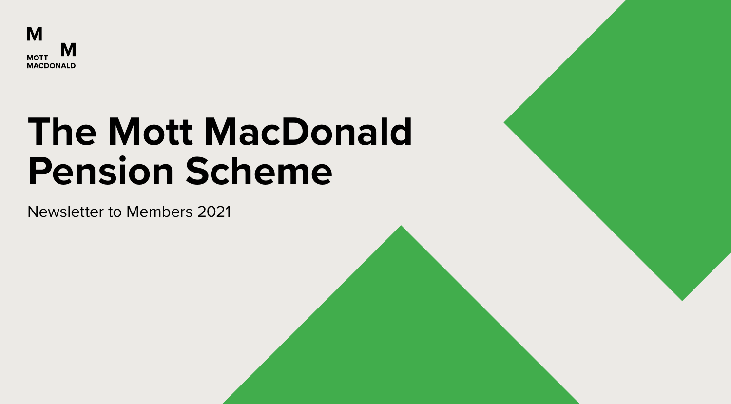MOTT MACDONALD

# The Mott MacDonald Pension Scheme

Newsletter to Members 2021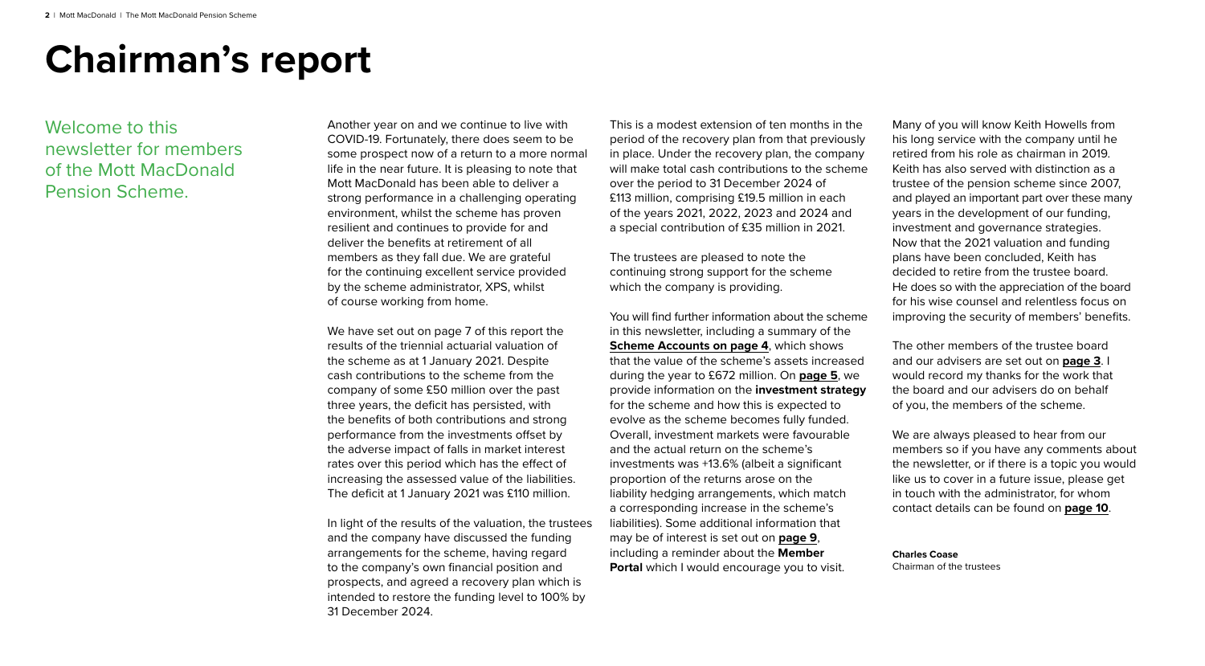# Chairman's report

Welcome to this newsletter for members of the Mott MacDonald Pension Scheme.

Another year on and we continue to live with COVID-19. Fortunately, there does seem to be some prospect now of a return to a more normal life in the near future. It is pleasing to note that Mott MacDonald has been able to deliver a strong performance in a challenging operating environment, whilst the scheme has proven resilient and continues to provide for and deliver the benefits at retirement of all members as they fall due. We are grateful for the continuing excellent service provided by the scheme administrator, XPS, whilst of course working from home.

We have set out on page 7 of this report the results of the triennial actuarial valuation of the scheme as at 1 January 2021. Despite cash contributions to the scheme from the company of some £50 million over the past three years, the deficit has persisted, with the benefits of both contributions and strong performance from the investments offset by the adverse impact of falls in market interest rates over this period which has the effect of increasing the assessed value of the liabilities. The deficit at 1 January 2021 was £110 million.

In light of the results of the valuation, the trustees and the company have discussed the funding arrangements for the scheme, having regard to the company's own financial position and prospects, and agreed a recovery plan which is intended to restore the funding level to 100% by 31 December 2024.

This is a modest extension of ten months in the period of the recovery plan from that previously in place. Under the recovery plan, the company will make total cash contributions to the scheme over the period to 31 December 2024 of £113 million, comprising £19.5 million in each of the years 2021, 2022, 2023 and 2024 and a special contribution of £35 million in 2021.

The trustees are pleased to note the continuing strong support for the scheme which the company is providing.

You will find further information about the scheme in this newsletter, including a summary of the **Scheme Accounts on page 4**, which shows that the value of the scheme's assets increased during the year to £672 million. On **page 5**, we provide information on the **investment strategy** for the scheme and how this is expected to evolve as the scheme becomes fully funded. Overall, investment markets were favourable and the actual return on the scheme's investments was +13.6% (albeit a significant proportion of the returns arose on the liability hedging arrangements, which match a corresponding increase in the scheme's liabilities). Some additional information that may be of interest is set out on **page 9**, including a reminder about the **Member Portal** which I would encourage you to visit.

Many of you will know Keith Howells from his long service with the company until he retired from his role as chairman in 2019. Keith has also served with distinction as a trustee of the pension scheme since 2007, and played an important part over these many years in the development of our funding, investment and governance strategies. Now that the 2021 valuation and funding plans have been concluded, Keith has decided to retire from the trustee board. He does so with the appreciation of the board for his wise counsel and relentless focus on improving the security of members' benefits.

The other members of the trustee board and our advisers are set out on **page 3**. I would record my thanks for the work that the board and our advisers do on behalf of you, the members of the scheme.

We are always pleased to hear from our members so if you have any comments about the newsletter, or if there is a topic you would like us to cover in a future issue, please get in touch with the administrator, for whom contact details can be found on **page 10**.

**Charles Coase**
Chairman of the trustees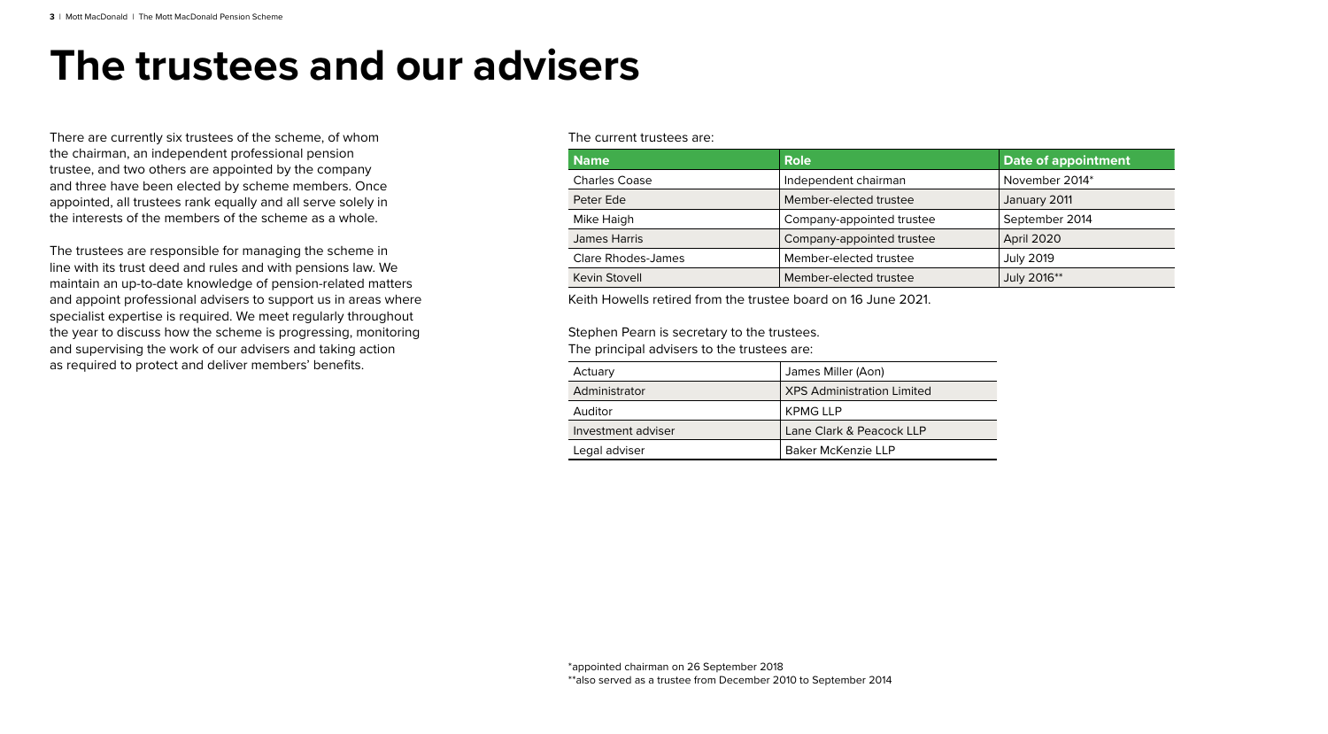# The trustees and our advisers

There are currently six trustees of the scheme, of whom the chairman, an independent professional pension trustee, and two others are appointed by the company and three have been elected by scheme members. Once appointed, all trustees rank equally and all serve solely in the interests of the members of the scheme as a whole.

The trustees are responsible for managing the scheme in line with its trust deed and rules and with pensions law. We maintain an up-to-date knowledge of pension-related matters and appoint professional advisers to support us in areas where specialist expertise is required. We meet regularly throughout the year to discuss how the scheme is progressing, monitoring and supervising the work of our advisers and taking action as required to protect and deliver members' benefits.

The current trustees are:

| Name | Role | Date of appointment |
|---|---|---|
| Charles Coase | Independent chairman | November 2014* |
| Peter Ede | Member-elected trustee | January 2011 |
| Mike Haigh | Company-appointed trustee | September 2014 |
| James Harris | Company-appointed trustee | April 2020 |
| Clare Rhodes-James | Member-elected trustee | July 2019 |
| Kevin Stovell | Member-elected trustee | July 2016** |

Keith Howells retired from the trustee board on 16 June 2021.

Stephen Pearn is secretary to the trustees.

The principal advisers to the trustees are:

| | |
|---|---|
| Actuary | James Miller (Aon) |
| Administrator | XPS Administration Limited |
| Auditor | KPMG LLP |
| Investment adviser | Lane Clark & Peacock LLP |
| Legal adviser | Baker McKenzie LLP |

*appointed chairman on 26 September 2018

**also served as a trustee from December 2010 to September 2014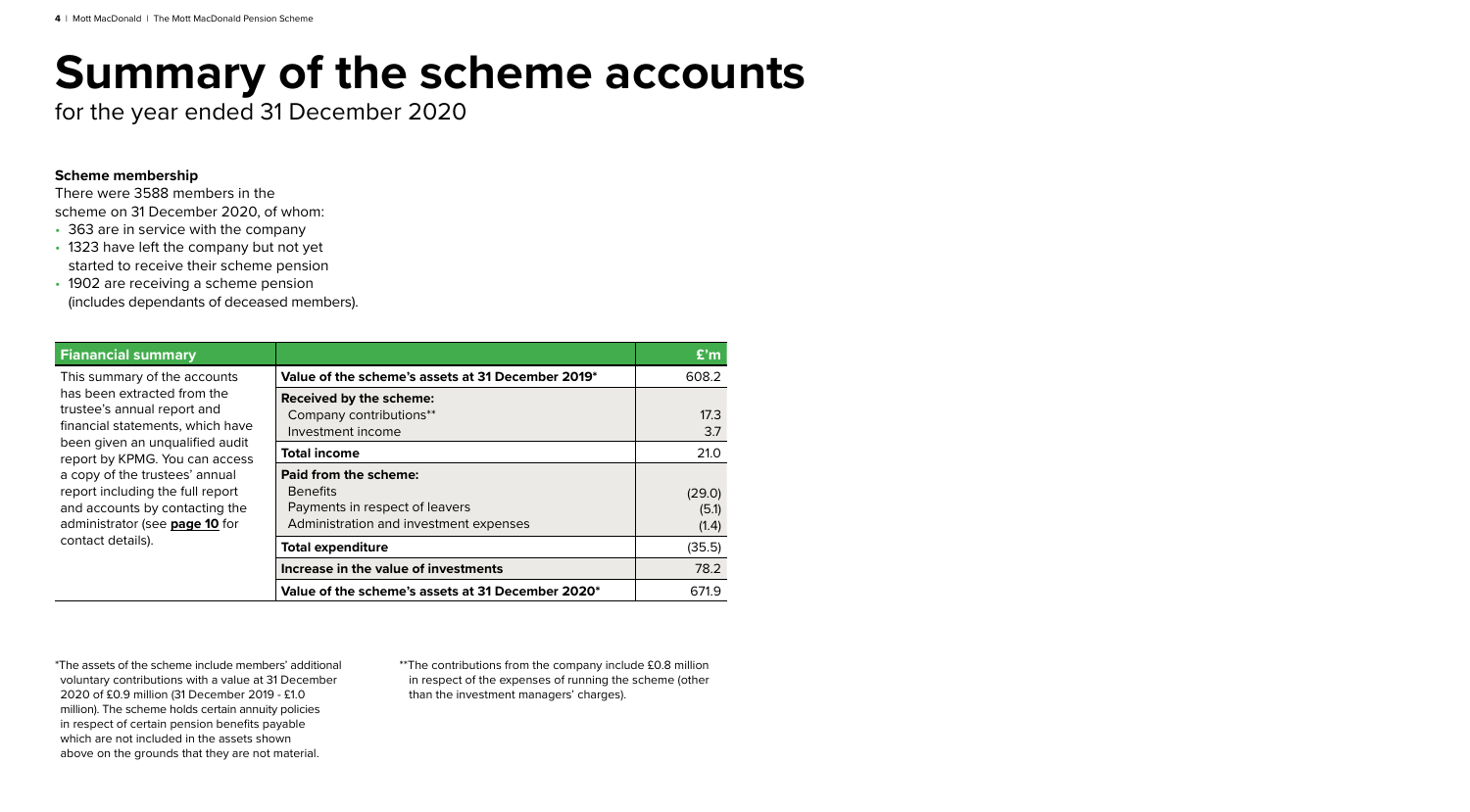# Summary of the scheme accounts

for the year ended 31 December 2020

**Scheme membership**

There were 3588 members in the scheme on 31 December 2020, of whom:

- 363 are in service with the company
- 1323 have left the company but not yet started to receive their scheme pension
- 1902 are receiving a scheme pension (includes dependants of deceased members).

| Fianancial summary | | £'m |
|---|---|---|
| This summary of the accounts has been extracted from the trustee's annual report and financial statements, which have been given an unqualified audit report by KPMG. You can access a copy of the trustees' annual report including the full report and accounts by contacting the administrator (see **page 10** for contact details). | **Value of the scheme's assets at 31 December 2019*** | 608.2 |
| | **Received by the scheme:** | |
| | Company contributions** | 17.3 |
| | Investment income | 3.7 |
| | **Total income** | 21.0 |
| | **Paid from the scheme:** | |
| | Benefits | (29.0) |
| | Payments in respect of leavers | (5.1) |
| | Administration and investment expenses | (1.4) |
| | **Total expenditure** | (35.5) |
| | **Increase in the value of investments** | 78.2 |
| | **Value of the scheme's assets at 31 December 2020*** | 671.9 |

*The assets of the scheme include members' additional voluntary contributions with a value at 31 December 2020 of £0.9 million (31 December 2019 - £1.0 million). The scheme holds certain annuity policies in respect of certain pension benefits payable which are not included in the assets shown above on the grounds that they are not material.

**The contributions from the company include £0.8 million in respect of the expenses of running the scheme (other than the investment managers' charges).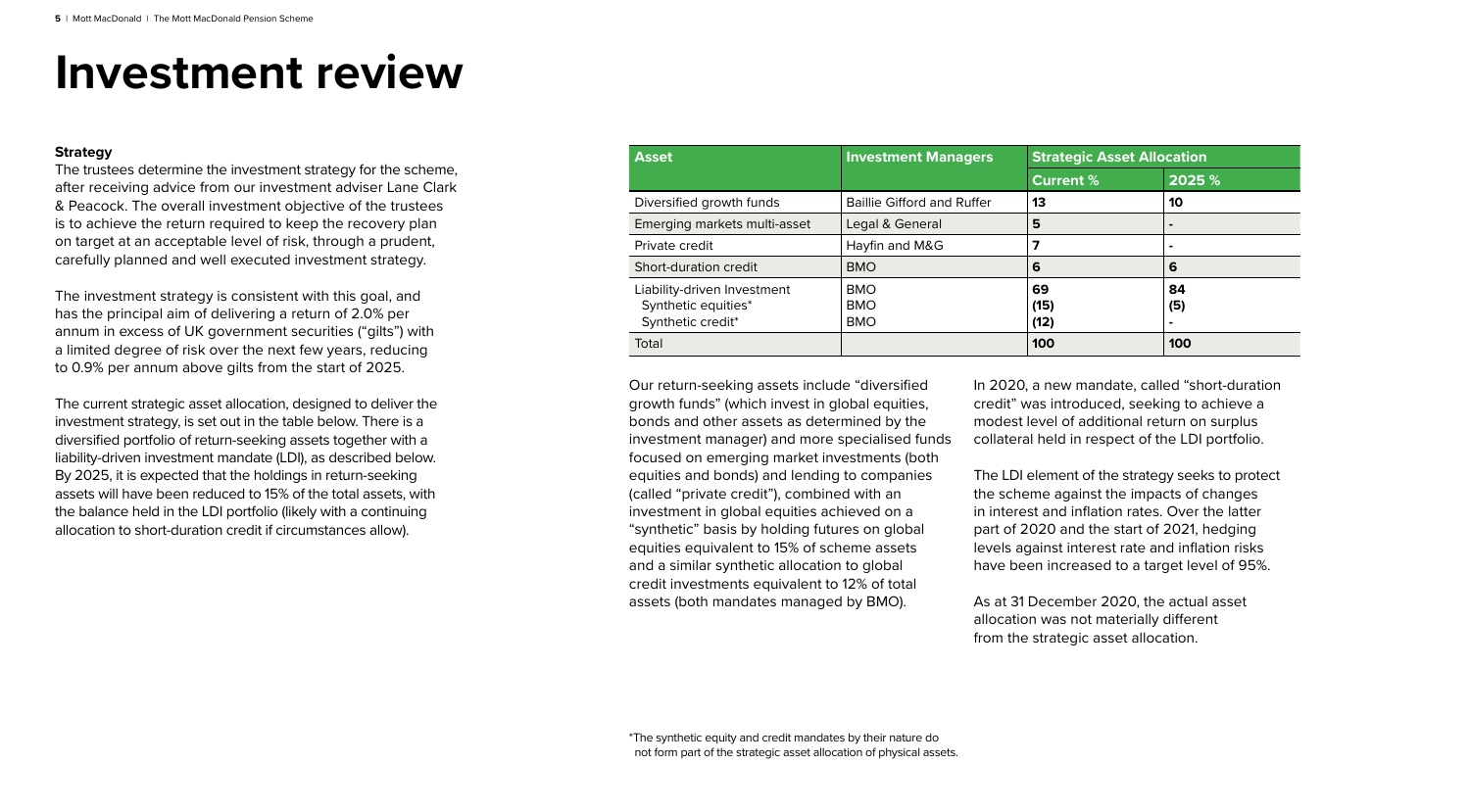# Investment review

**Strategy**

The trustees determine the investment strategy for the scheme, after receiving advice from our investment adviser Lane Clark & Peacock. The overall investment objective of the trustees is to achieve the return required to keep the recovery plan on target at an acceptable level of risk, through a prudent, carefully planned and well executed investment strategy.

The investment strategy is consistent with this goal, and has the principal aim of delivering a return of 2.0% per annum in excess of UK government securities ("gilts") with a limited degree of risk over the next few years, reducing to 0.9% per annum above gilts from the start of 2025.

The current strategic asset allocation, designed to deliver the investment strategy, is set out in the table below. There is a diversified portfolio of return-seeking assets together with a liability-driven investment mandate (LDI), as described below. By 2025, it is expected that the holdings in return-seeking assets will have been reduced to 15% of the total assets, with the balance held in the LDI portfolio (likely with a continuing allocation to short-duration credit if circumstances allow).

| Asset | Investment Managers | Strategic Asset Allocation | |
|---|---|---|---|
| | | **Current %** | **2025 %** |
| Diversified growth funds | Baillie Gifford and Ruffer | **13** | **10** |
| Emerging markets multi-asset | Legal & General | **5** | **-** |
| Private credit | Hayfin and M&G | **7** | **-** |
| Short-duration credit | BMO | **6** | **6** |
| Liability-driven Investment<br>Synthetic equities*<br>Synthetic credit* | BMO<br>BMO<br>BMO | **69**<br>**(15)**<br>**(12)** | **84**<br>**(5)**<br>**-** |
| Total | | **100** | **100** |

Our return-seeking assets include "diversified growth funds" (which invest in global equities, bonds and other assets as determined by the investment manager) and more specialised funds focused on emerging market investments (both equities and bonds) and lending to companies (called "private credit"), combined with an investment in global equities achieved on a "synthetic" basis by holding futures on global equities equivalent to 15% of scheme assets and a similar synthetic allocation to global credit investments equivalent to 12% of total assets (both mandates managed by BMO).

In 2020, a new mandate, called "short-duration credit" was introduced, seeking to achieve a modest level of additional return on surplus collateral held in respect of the LDI portfolio.

The LDI element of the strategy seeks to protect the scheme against the impacts of changes in interest and inflation rates. Over the latter part of 2020 and the start of 2021, hedging levels against interest rate and inflation risks have been increased to a target level of 95%.

As at 31 December 2020, the actual asset allocation was not materially different from the strategic asset allocation.

*The synthetic equity and credit mandates by their nature do not form part of the strategic asset allocation of physical assets.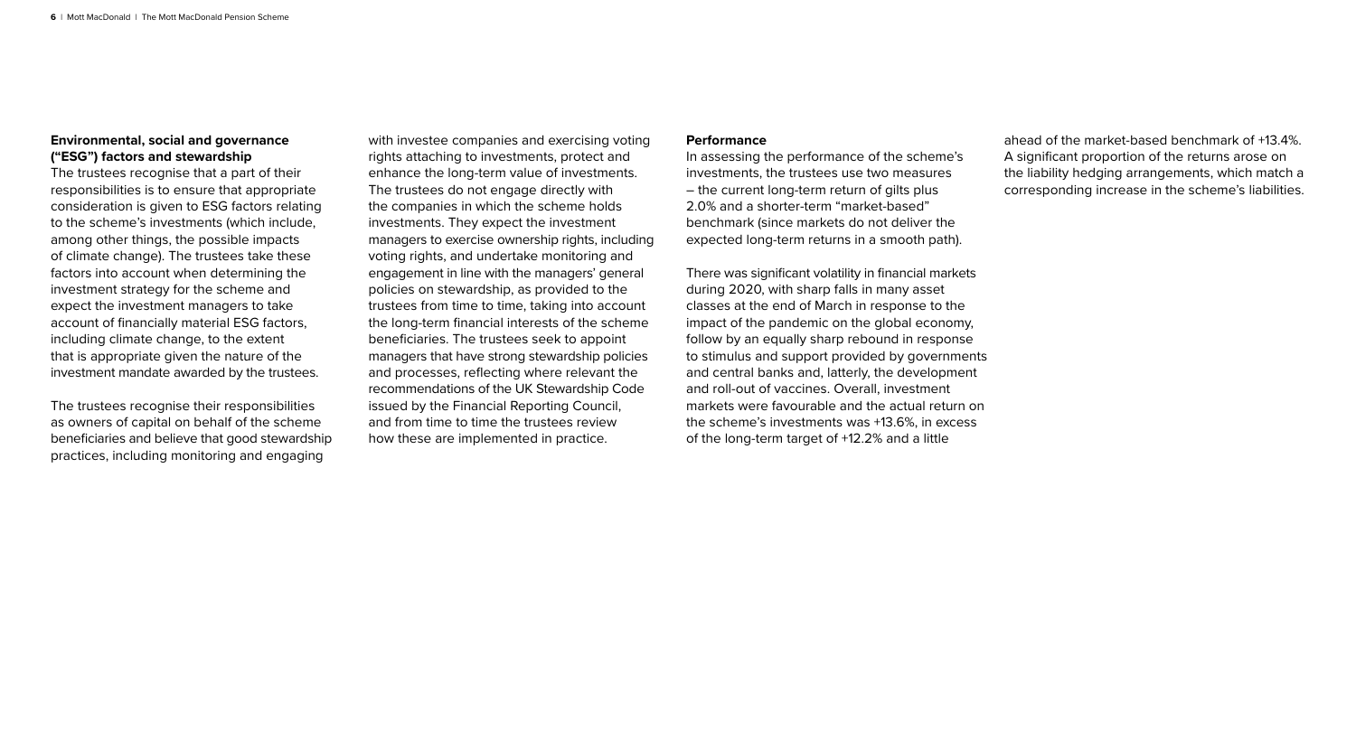**Environmental, social and governance ("ESG") factors and stewardship**

The trustees recognise that a part of their responsibilities is to ensure that appropriate consideration is given to ESG factors relating to the scheme's investments (which include, among other things, the possible impacts of climate change). The trustees take these factors into account when determining the investment strategy for the scheme and expect the investment managers to take account of financially material ESG factors, including climate change, to the extent that is appropriate given the nature of the investment mandate awarded by the trustees.

The trustees recognise their responsibilities as owners of capital on behalf of the scheme beneficiaries and believe that good stewardship practices, including monitoring and engaging with investee companies and exercising voting rights attaching to investments, protect and enhance the long-term value of investments. The trustees do not engage directly with the companies in which the scheme holds investments. They expect the investment managers to exercise ownership rights, including voting rights, and undertake monitoring and engagement in line with the managers' general policies on stewardship, as provided to the trustees from time to time, taking into account the long-term financial interests of the scheme beneficiaries. The trustees seek to appoint managers that have strong stewardship policies and processes, reflecting where relevant the recommendations of the UK Stewardship Code issued by the Financial Reporting Council, and from time to time the trustees review how these are implemented in practice.

**Performance**

In assessing the performance of the scheme's investments, the trustees use two measures – the current long-term return of gilts plus 2.0% and a shorter-term "market-based" benchmark (since markets do not deliver the expected long-term returns in a smooth path).

There was significant volatility in financial markets during 2020, with sharp falls in many asset classes at the end of March in response to the impact of the pandemic on the global economy, follow by an equally sharp rebound in response to stimulus and support provided by governments and central banks and, latterly, the development and roll-out of vaccines. Overall, investment markets were favourable and the actual return on the scheme's investments was +13.6%, in excess of the long-term target of +12.2% and a little ahead of the market-based benchmark of +13.4%. A significant proportion of the returns arose on the liability hedging arrangements, which match a corresponding increase in the scheme's liabilities.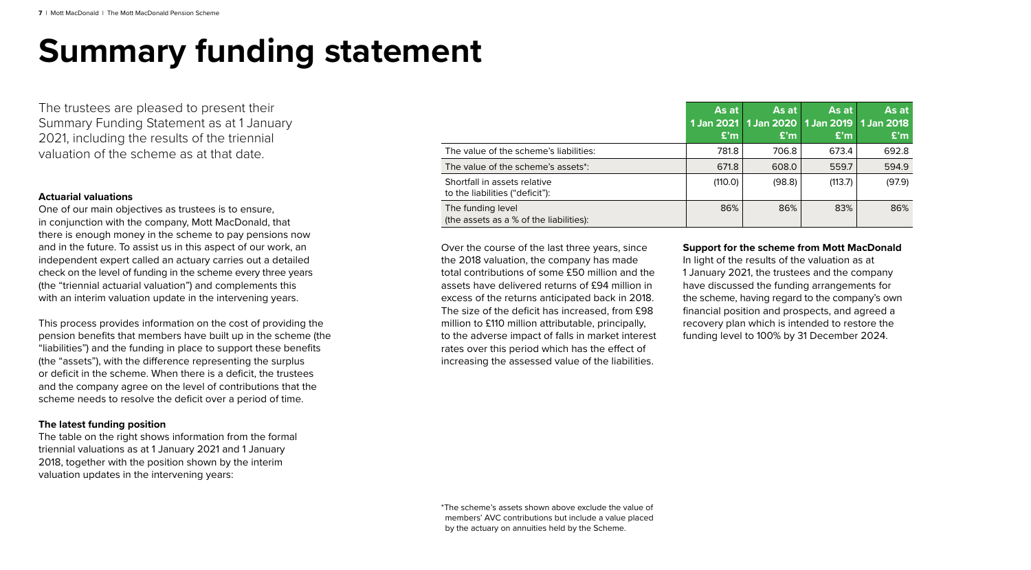# Summary funding statement

The trustees are pleased to present their Summary Funding Statement as at 1 January 2021, including the results of the triennial valuation of the scheme as at that date.

**Actuarial valuations**

One of our main objectives as trustees is to ensure, in conjunction with the company, Mott MacDonald, that there is enough money in the scheme to pay pensions now and in the future. To assist us in this aspect of our work, an independent expert called an actuary carries out a detailed check on the level of funding in the scheme every three years (the "triennial actuarial valuation") and complements this with an interim valuation update in the intervening years.

This process provides information on the cost of providing the pension benefits that members have built up in the scheme (the "liabilities") and the funding in place to support these benefits (the "assets"), with the difference representing the surplus or deficit in the scheme. When there is a deficit, the trustees and the company agree on the level of contributions that the scheme needs to resolve the deficit over a period of time.

**The latest funding position**

The table on the right shows information from the formal triennial valuations as at 1 January 2021 and 1 January 2018, together with the position shown by the interim valuation updates in the intervening years:

| | As at 1 Jan 2021 £'m | As at 1 Jan 2020 £'m | As at 1 Jan 2019 £'m | As at 1 Jan 2018 £'m |
|---|---|---|---|---|
| The value of the scheme's liabilities: | 781.8 | 706.8 | 673.4 | 692.8 |
| The value of the scheme's assets*: | 671.8 | 608.0 | 559.7 | 594.9 |
| Shortfall in assets relative to the liabilities ("deficit"): | (110.0) | (98.8) | (113.7) | (97.9) |
| The funding level (the assets as a % of the liabilities): | 86% | 86% | 83% | 86% |

Over the course of the last three years, since the 2018 valuation, the company has made total contributions of some £50 million and the assets have delivered returns of £94 million in excess of the returns anticipated back in 2018. The size of the deficit has increased, from £98 million to £110 million attributable, principally, to the adverse impact of falls in market interest rates over this period which has the effect of increasing the assessed value of the liabilities.

**Support for the scheme from Mott MacDonald**

In light of the results of the valuation as at 1 January 2021, the trustees and the company have discussed the funding arrangements for the scheme, having regard to the company's own financial position and prospects, and agreed a recovery plan which is intended to restore the funding level to 100% by 31 December 2024.

*The scheme's assets shown above exclude the value of members' AVC contributions but include a value placed by the actuary on annuities held by the Scheme.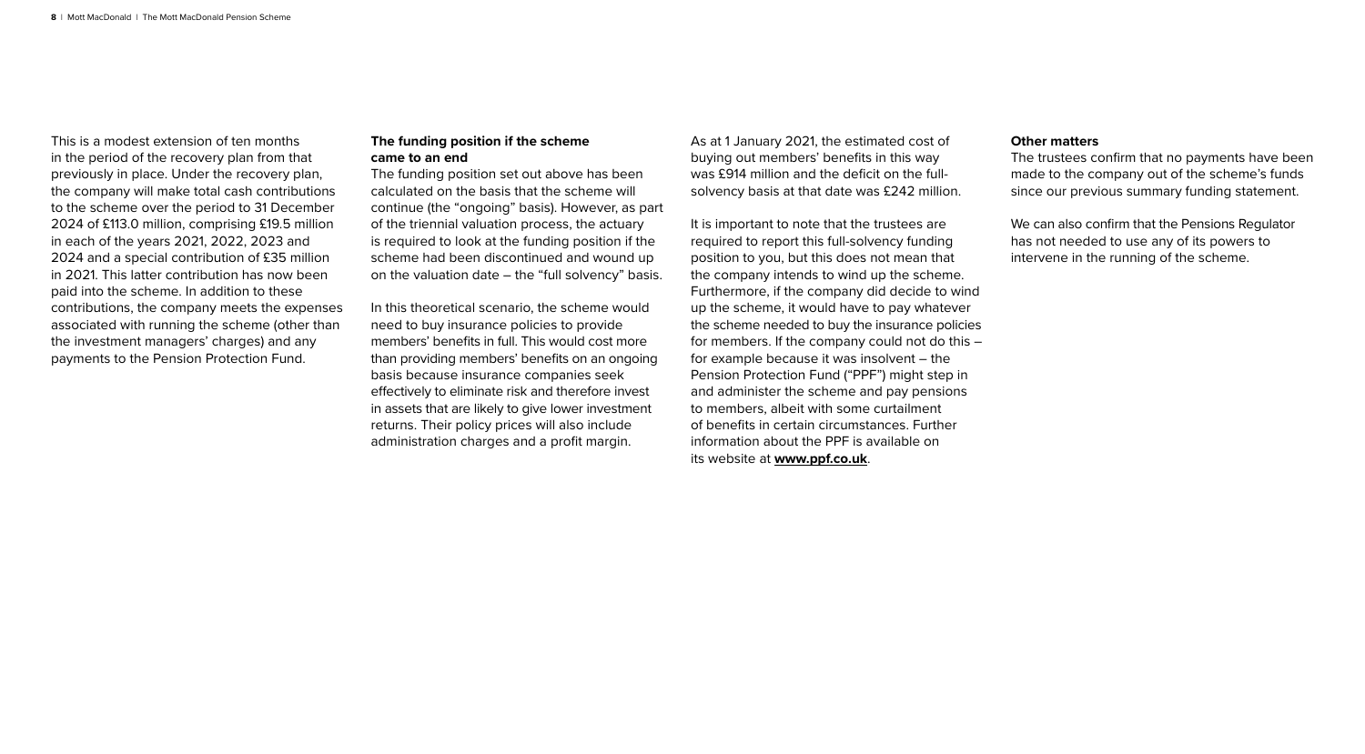This is a modest extension of ten months in the period of the recovery plan from that previously in place. Under the recovery plan, the company will make total cash contributions to the scheme over the period to 31 December 2024 of £113.0 million, comprising £19.5 million in each of the years 2021, 2022, 2023 and 2024 and a special contribution of £35 million in 2021. This latter contribution has now been paid into the scheme. In addition to these contributions, the company meets the expenses associated with running the scheme (other than the investment managers' charges) and any payments to the Pension Protection Fund.

**The funding position if the scheme came to an end**

The funding position set out above has been calculated on the basis that the scheme will continue (the "ongoing" basis). However, as part of the triennial valuation process, the actuary is required to look at the funding position if the scheme had been discontinued and wound up on the valuation date – the "full solvency" basis.

In this theoretical scenario, the scheme would need to buy insurance policies to provide members' benefits in full. This would cost more than providing members' benefits on an ongoing basis because insurance companies seek effectively to eliminate risk and therefore invest in assets that are likely to give lower investment returns. Their policy prices will also include administration charges and a profit margin.

As at 1 January 2021, the estimated cost of buying out members' benefits in this way was £914 million and the deficit on the full-solvency basis at that date was £242 million.

It is important to note that the trustees are required to report this full-solvency funding position to you, but this does not mean that the company intends to wind up the scheme. Furthermore, if the company did decide to wind up the scheme, it would have to pay whatever the scheme needed to buy the insurance policies for members. If the company could not do this – for example because it was insolvent – the Pension Protection Fund ("PPF") might step in and administer the scheme and pay pensions to members, albeit with some curtailment of benefits in certain circumstances. Further information about the PPF is available on its website at **www.ppf.co.uk**.

**Other matters**

The trustees confirm that no payments have been made to the company out of the scheme's funds since our previous summary funding statement.

We can also confirm that the Pensions Regulator has not needed to use any of its powers to intervene in the running of the scheme.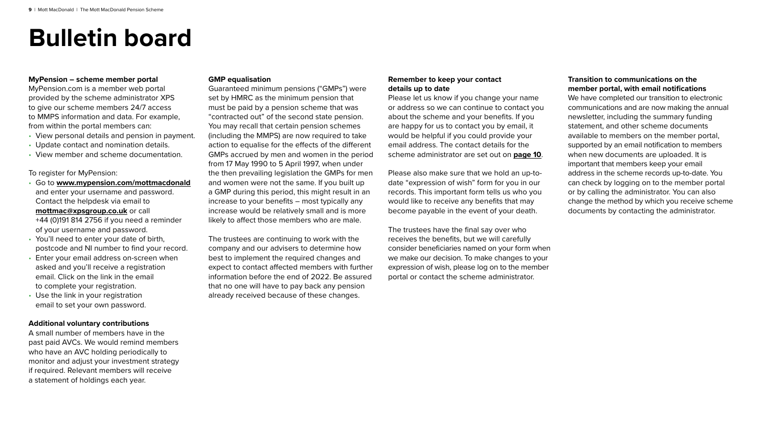# Bulletin board

### MyPension – scheme member portal

MyPension.com is a member web portal provided by the scheme administrator XPS to give our scheme members 24/7 access to MMPS information and data. For example, from within the portal members can:

- View personal details and pension in payment.
- Update contact and nomination details.
- View member and scheme documentation.

To register for MyPension:

- Go to **www.mypension.com/mottmacdonald** and enter your username and password. Contact the helpdesk via email to **mottmac@xpsgroup.co.uk** or call +44 (0)191 814 2756 if you need a reminder of your username and password.
- You'll need to enter your date of birth, postcode and NI number to find your record.
- Enter your email address on-screen when asked and you'll receive a registration email. Click on the link in the email to complete your registration.
- Use the link in your registration email to set your own password.

### Additional voluntary contributions

A small number of members have in the past paid AVCs. We would remind members who have an AVC holding periodically to monitor and adjust your investment strategy if required. Relevant members will receive a statement of holdings each year.

### GMP equalisation

Guaranteed minimum pensions ("GMPs") were set by HMRC as the minimum pension that must be paid by a pension scheme that was "contracted out" of the second state pension. You may recall that certain pension schemes (including the MMPS) are now required to take action to equalise for the effects of the different GMPs accrued by men and women in the period from 17 May 1990 to 5 April 1997, when under the then prevailing legislation the GMPs for men and women were not the same. If you built up a GMP during this period, this might result in an increase to your benefits – most typically any increase would be relatively small and is more likely to affect those members who are male.

The trustees are continuing to work with the company and our advisers to determine how best to implement the required changes and expect to contact affected members with further information before the end of 2022. Be assured that no one will have to pay back any pension already received because of these changes.

### Remember to keep your contact details up to date

Please let us know if you change your name or address so we can continue to contact you about the scheme and your benefits. If you are happy for us to contact you by email, it would be helpful if you could provide your email address. The contact details for the scheme administrator are set out on **page 10**.

Please also make sure that we hold an up-to-date "expression of wish" form for you in our records. This important form tells us who you would like to receive any benefits that may become payable in the event of your death.

The trustees have the final say over who receives the benefits, but we will carefully consider beneficiaries named on your form when we make our decision. To make changes to your expression of wish, please log on to the member portal or contact the scheme administrator.

### Transition to communications on the member portal, with email notifications

We have completed our transition to electronic communications and are now making the annual newsletter, including the summary funding statement, and other scheme documents available to members on the member portal, supported by an email notification to members when new documents are uploaded. It is important that members keep your email address in the scheme records up-to-date. You can check by logging on to the member portal or by calling the administrator. You can also change the method by which you receive scheme documents by contacting the administrator.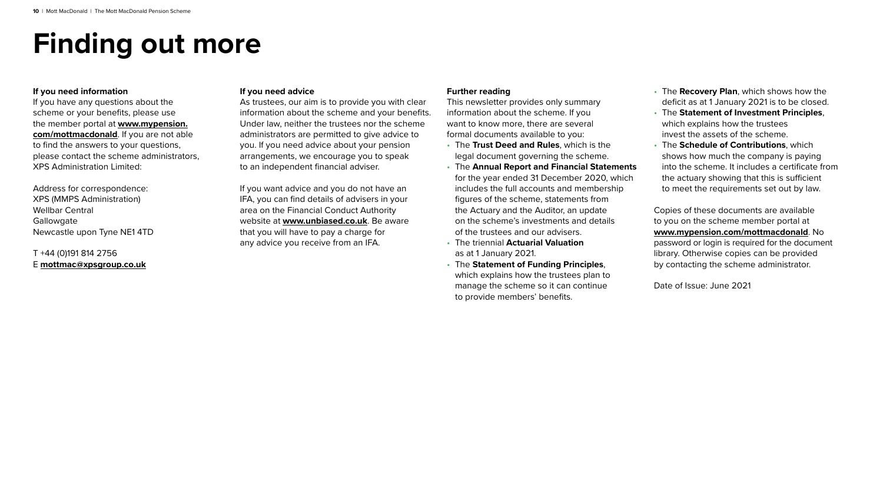# Finding out more

**If you need information**

If you have any questions about the scheme or your benefits, please use the member portal at **www.mypension.com/mottmacdonald**. If you are not able to find the answers to your questions, please contact the scheme administrators, XPS Administration Limited:

Address for correspondence:
XPS (MMPS Administration)
Wellbar Central
Gallowgate
Newcastle upon Tyne NE1 4TD

T +44 (0)191 814 2756
E **mottmac@xpsgroup.co.uk**

**If you need advice**

As trustees, our aim is to provide you with clear information about the scheme and your benefits. Under law, neither the trustees nor the scheme administrators are permitted to give advice to you. If you need advice about your pension arrangements, we encourage you to speak to an independent financial adviser.

If you want advice and you do not have an IFA, you can find details of advisers in your area on the Financial Conduct Authority website at **www.unbiased.co.uk**. Be aware that you will have to pay a charge for any advice you receive from an IFA.

**Further reading**

This newsletter provides only summary information about the scheme. If you want to know more, there are several formal documents available to you:

- The **Trust Deed and Rules**, which is the legal document governing the scheme.
- The **Annual Report and Financial Statements** for the year ended 31 December 2020, which includes the full accounts and membership figures of the scheme, statements from the Actuary and the Auditor, an update on the scheme's investments and details of the trustees and our advisers.
- The triennial **Actuarial Valuation** as at 1 January 2021.
- The **Statement of Funding Principles**, which explains how the trustees plan to manage the scheme so it can continue to provide members' benefits.
- The **Recovery Plan**, which shows how the deficit as at 1 January 2021 is to be closed.
- The **Statement of Investment Principles**, which explains how the trustees invest the assets of the scheme.
- The **Schedule of Contributions**, which shows how much the company is paying into the scheme. It includes a certificate from the actuary showing that this is sufficient to meet the requirements set out by law.

Copies of these documents are available to you on the scheme member portal at **www.mypension.com/mottmacdonald**. No password or login is required for the document library. Otherwise copies can be provided by contacting the scheme administrator.

Date of Issue: June 2021